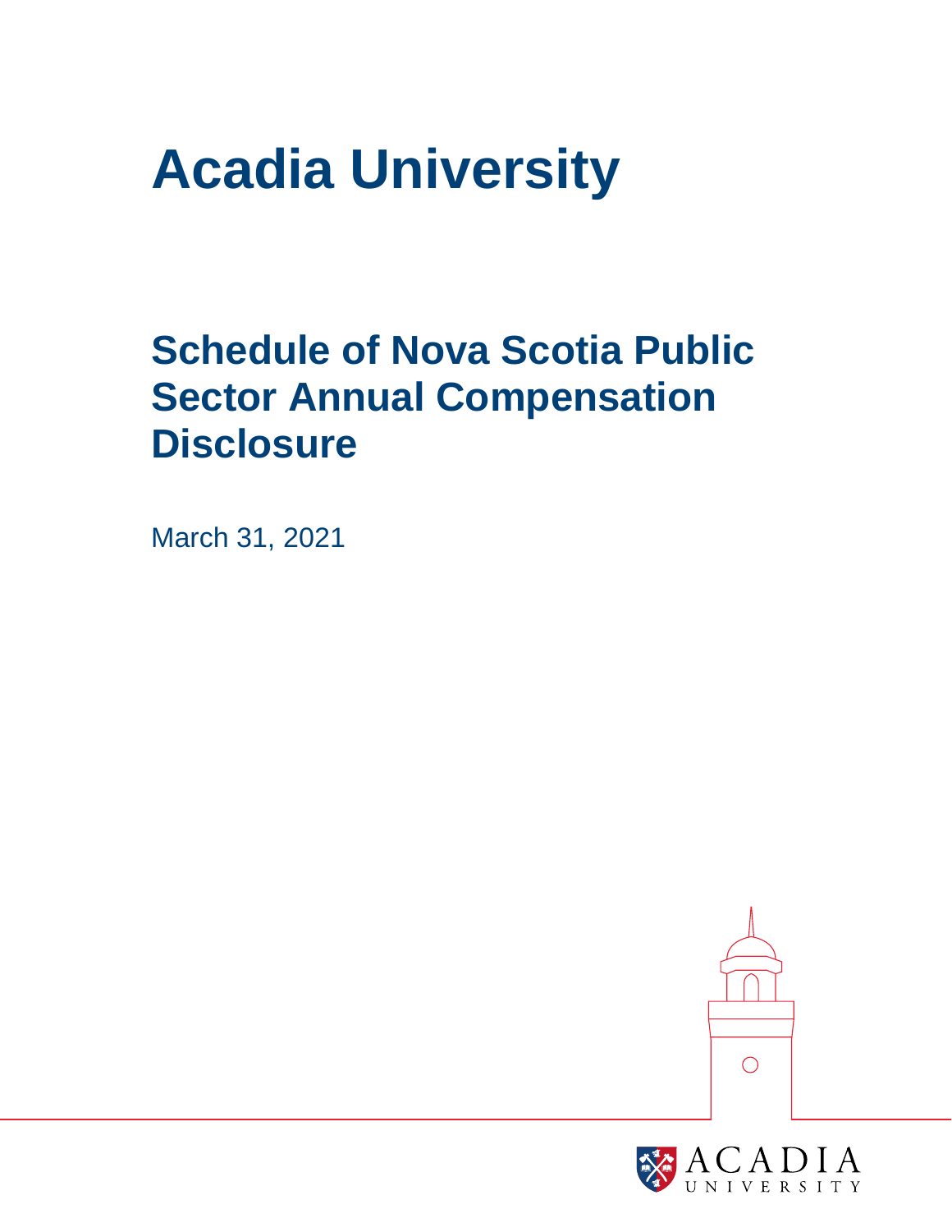# Acadia University

## Schedule of Nova Scotia Public Sector Annual Compensation Disclosure

March 31, 2021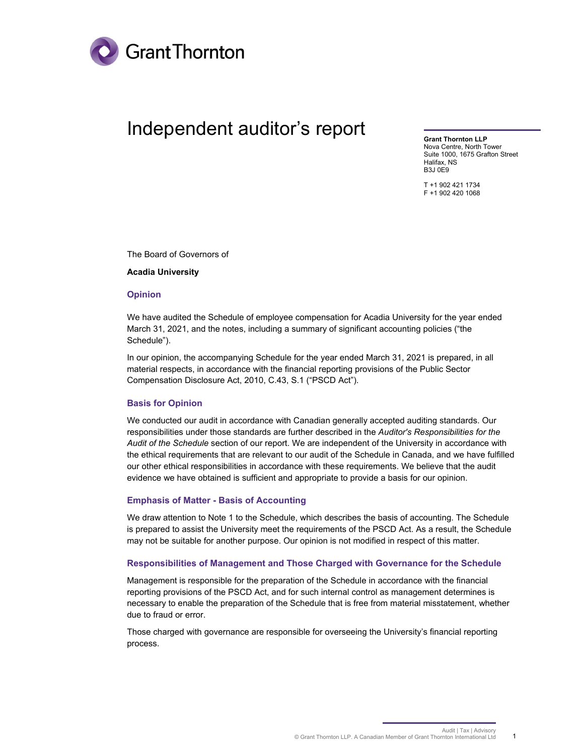Grant Thornton

# Independent auditor's report

**Grant Thornton LLP**
Nova Centre, North Tower
Suite 1000, 1675 Grafton Street
Halifax, NS
B3J 0E9

T +1 902 421 1734
F +1 902 420 1068

The Board of Governors of

**Acadia University**

## Opinion

We have audited the Schedule of employee compensation for Acadia University for the year ended March 31, 2021, and the notes, including a summary of significant accounting policies ("the Schedule").

In our opinion, the accompanying Schedule for the year ended March 31, 2021 is prepared, in all material respects, in accordance with the financial reporting provisions of the Public Sector Compensation Disclosure Act, 2010, C.43, S.1 ("PSCD Act").

## Basis for Opinion

We conducted our audit in accordance with Canadian generally accepted auditing standards. Our responsibilities under those standards are further described in the *Auditor's Responsibilities for the Audit of the Schedule* section of our report. We are independent of the University in accordance with the ethical requirements that are relevant to our audit of the Schedule in Canada, and we have fulfilled our other ethical responsibilities in accordance with these requirements. We believe that the audit evidence we have obtained is sufficient and appropriate to provide a basis for our opinion.

## Emphasis of Matter - Basis of Accounting

We draw attention to Note 1 to the Schedule, which describes the basis of accounting. The Schedule is prepared to assist the University meet the requirements of the PSCD Act. As a result, the Schedule may not be suitable for another purpose. Our opinion is not modified in respect of this matter.

## Responsibilities of Management and Those Charged with Governance for the Schedule

Management is responsible for the preparation of the Schedule in accordance with the financial reporting provisions of the PSCD Act, and for such internal control as management determines is necessary to enable the preparation of the Schedule that is free from material misstatement, whether due to fraud or error.

Those charged with governance are responsible for overseeing the University's financial reporting process.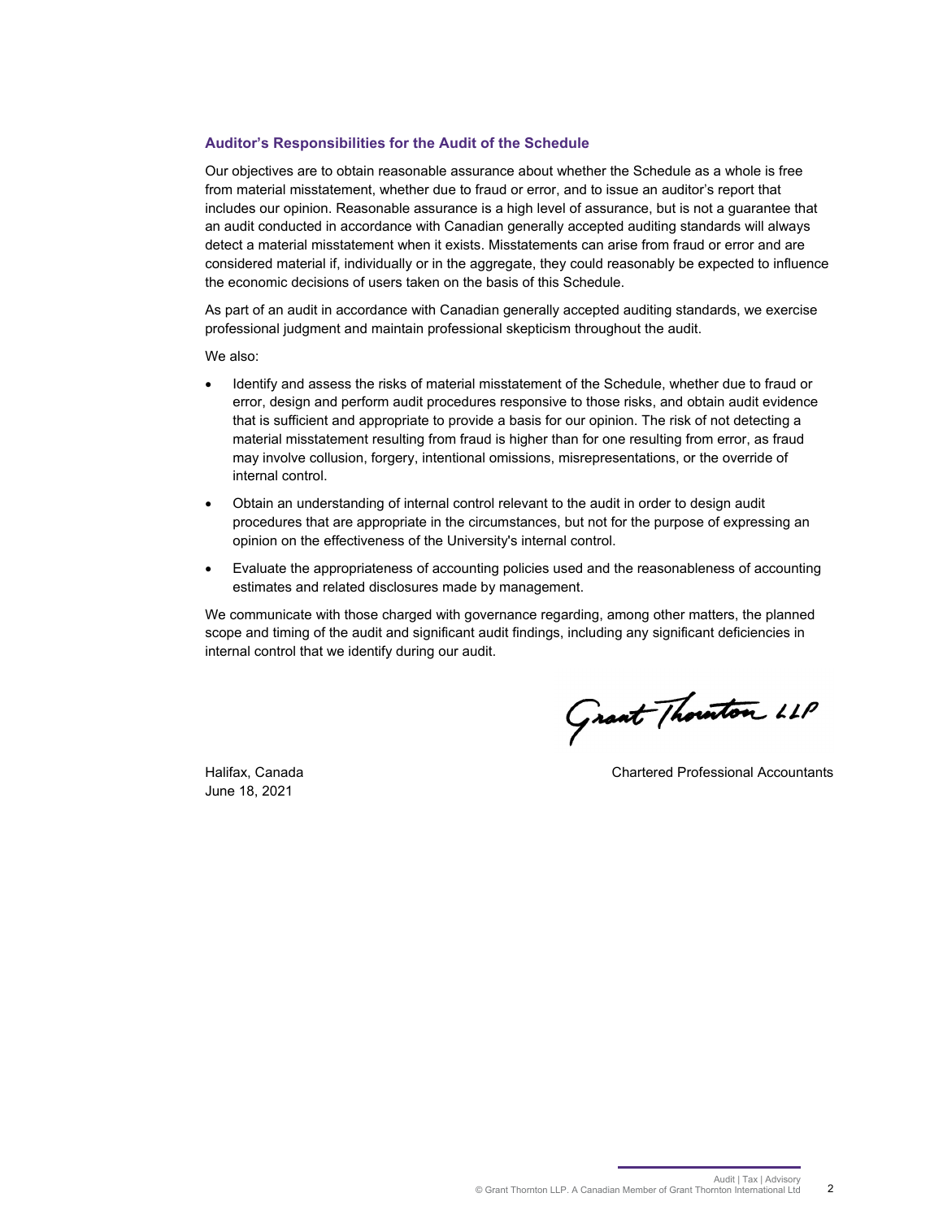### Auditor's Responsibilities for the Audit of the Schedule

Our objectives are to obtain reasonable assurance about whether the Schedule as a whole is free from material misstatement, whether due to fraud or error, and to issue an auditor's report that includes our opinion. Reasonable assurance is a high level of assurance, but is not a guarantee that an audit conducted in accordance with Canadian generally accepted auditing standards will always detect a material misstatement when it exists. Misstatements can arise from fraud or error and are considered material if, individually or in the aggregate, they could reasonably be expected to influence the economic decisions of users taken on the basis of this Schedule.

As part of an audit in accordance with Canadian generally accepted auditing standards, we exercise professional judgment and maintain professional skepticism throughout the audit.

We also:

- Identify and assess the risks of material misstatement of the Schedule, whether due to fraud or error, design and perform audit procedures responsive to those risks, and obtain audit evidence that is sufficient and appropriate to provide a basis for our opinion. The risk of not detecting a material misstatement resulting from fraud is higher than for one resulting from error, as fraud may involve collusion, forgery, intentional omissions, misrepresentations, or the override of internal control.
- Obtain an understanding of internal control relevant to the audit in order to design audit procedures that are appropriate in the circumstances, but not for the purpose of expressing an opinion on the effectiveness of the University's internal control.
- Evaluate the appropriateness of accounting policies used and the reasonableness of accounting estimates and related disclosures made by management.

We communicate with those charged with governance regarding, among other matters, the planned scope and timing of the audit and significant audit findings, including any significant deficiencies in internal control that we identify during our audit.

Grant Thornton LLP

Halifax, Canada
June 18, 2021

Chartered Professional Accountants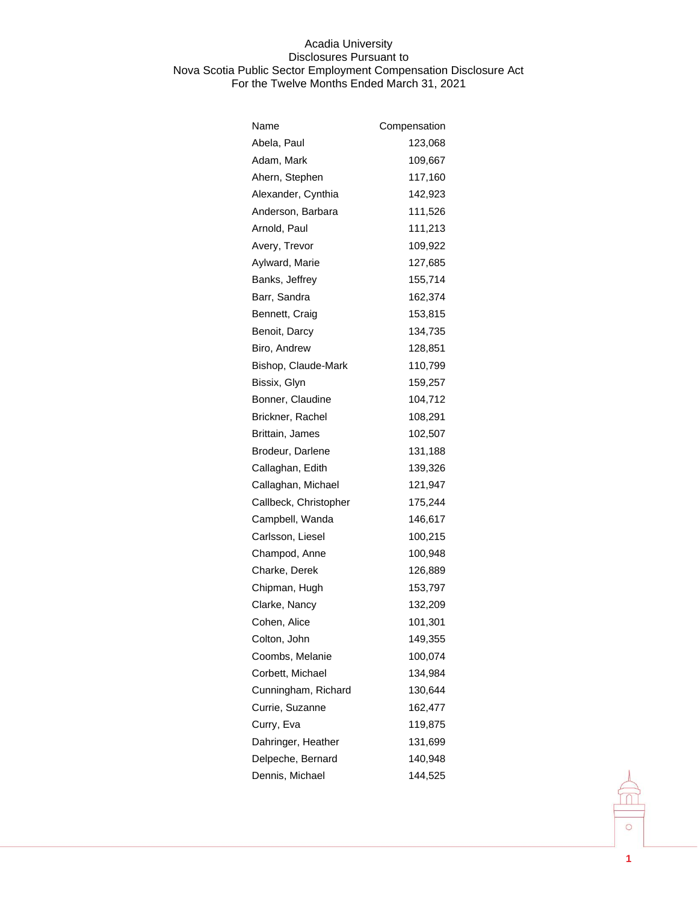Acadia University
Disclosures Pursuant to
Nova Scotia Public Sector Employment Compensation Disclosure Act
For the Twelve Months Ended March 31, 2021

| Name | Compensation |
|---|---|
| Abela, Paul | 123,068 |
| Adam, Mark | 109,667 |
| Ahern, Stephen | 117,160 |
| Alexander, Cynthia | 142,923 |
| Anderson, Barbara | 111,526 |
| Arnold, Paul | 111,213 |
| Avery, Trevor | 109,922 |
| Aylward, Marie | 127,685 |
| Banks, Jeffrey | 155,714 |
| Barr, Sandra | 162,374 |
| Bennett, Craig | 153,815 |
| Benoit, Darcy | 134,735 |
| Biro, Andrew | 128,851 |
| Bishop, Claude-Mark | 110,799 |
| Bissix, Glyn | 159,257 |
| Bonner, Claudine | 104,712 |
| Brickner, Rachel | 108,291 |
| Brittain, James | 102,507 |
| Brodeur, Darlene | 131,188 |
| Callaghan, Edith | 139,326 |
| Callaghan, Michael | 121,947 |
| Callbeck, Christopher | 175,244 |
| Campbell, Wanda | 146,617 |
| Carlsson, Liesel | 100,215 |
| Champod, Anne | 100,948 |
| Charke, Derek | 126,889 |
| Chipman, Hugh | 153,797 |
| Clarke, Nancy | 132,209 |
| Cohen, Alice | 101,301 |
| Colton, John | 149,355 |
| Coombs, Melanie | 100,074 |
| Corbett, Michael | 134,984 |
| Cunningham, Richard | 130,644 |
| Currie, Suzanne | 162,477 |
| Curry, Eva | 119,875 |
| Dahringer, Heather | 131,699 |
| Delpeche, Bernard | 140,948 |
| Dennis, Michael | 144,525 |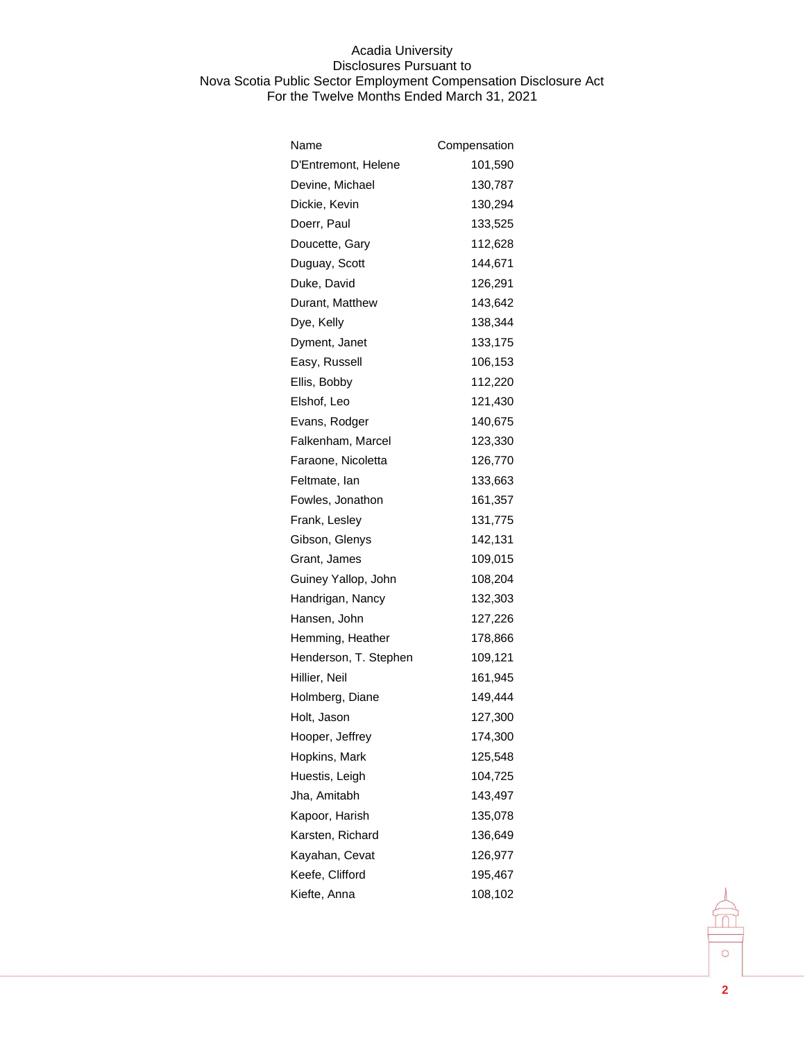Acadia University
Disclosures Pursuant to
Nova Scotia Public Sector Employment Compensation Disclosure Act
For the Twelve Months Ended March 31, 2021

| Name | Compensation |
|---|---|
| D'Entremont, Helene | 101,590 |
| Devine, Michael | 130,787 |
| Dickie, Kevin | 130,294 |
| Doerr, Paul | 133,525 |
| Doucette, Gary | 112,628 |
| Duguay, Scott | 144,671 |
| Duke, David | 126,291 |
| Durant, Matthew | 143,642 |
| Dye, Kelly | 138,344 |
| Dyment, Janet | 133,175 |
| Easy, Russell | 106,153 |
| Ellis, Bobby | 112,220 |
| Elshof, Leo | 121,430 |
| Evans, Rodger | 140,675 |
| Falkenham, Marcel | 123,330 |
| Faraone, Nicoletta | 126,770 |
| Feltmate, Ian | 133,663 |
| Fowles, Jonathon | 161,357 |
| Frank, Lesley | 131,775 |
| Gibson, Glenys | 142,131 |
| Grant, James | 109,015 |
| Guiney Yallop, John | 108,204 |
| Handrigan, Nancy | 132,303 |
| Hansen, John | 127,226 |
| Hemming, Heather | 178,866 |
| Henderson, T. Stephen | 109,121 |
| Hillier, Neil | 161,945 |
| Holmberg, Diane | 149,444 |
| Holt, Jason | 127,300 |
| Hooper, Jeffrey | 174,300 |
| Hopkins, Mark | 125,548 |
| Huestis, Leigh | 104,725 |
| Jha, Amitabh | 143,497 |
| Kapoor, Harish | 135,078 |
| Karsten, Richard | 136,649 |
| Kayahan, Cevat | 126,977 |
| Keefe, Clifford | 195,467 |
| Kiefte, Anna | 108,102 |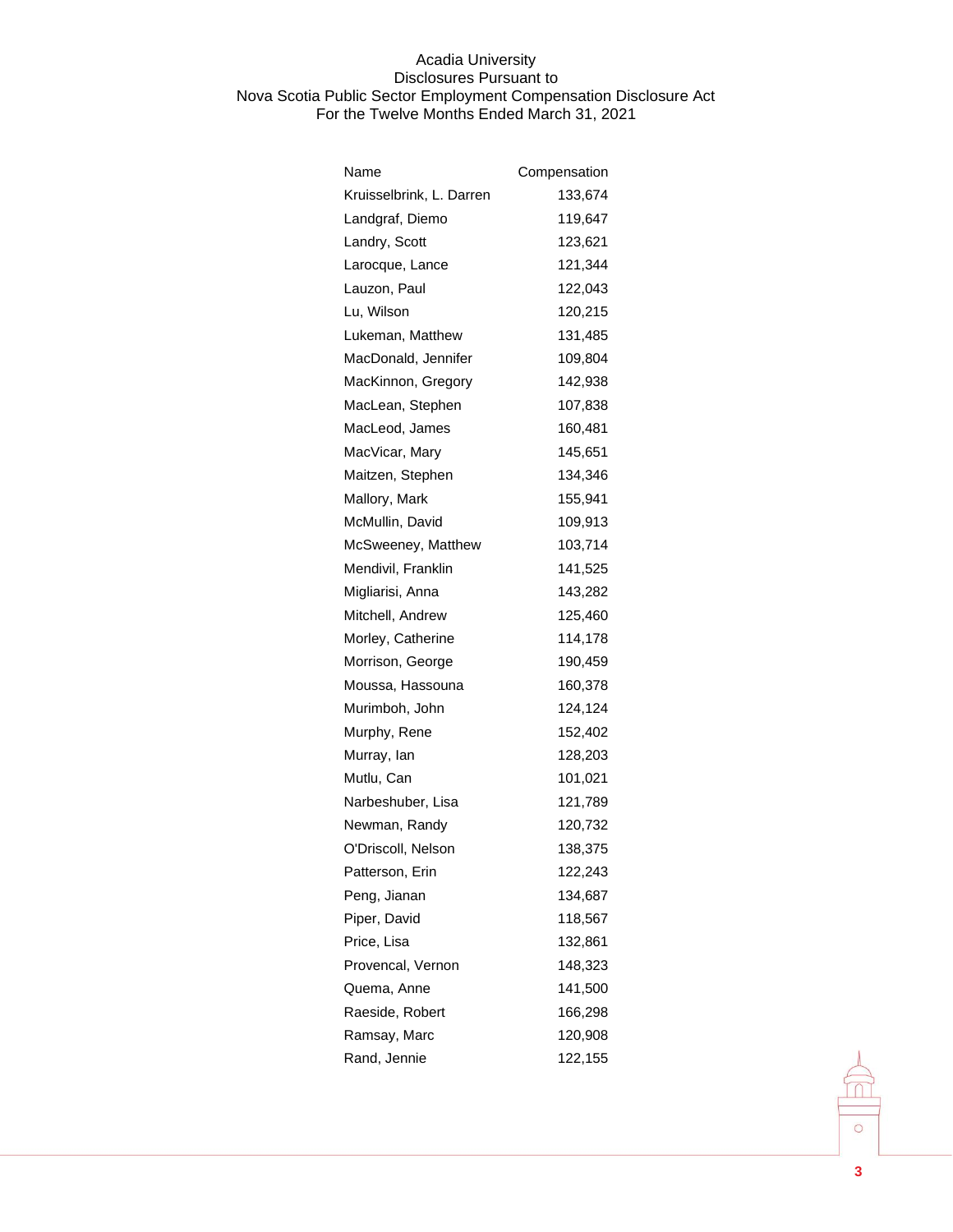Acadia University
Disclosures Pursuant to
Nova Scotia Public Sector Employment Compensation Disclosure Act
For the Twelve Months Ended March 31, 2021

| Name | Compensation |
|---|---|
| Kruisselbrink, L. Darren | 133,674 |
| Landgraf, Diemo | 119,647 |
| Landry, Scott | 123,621 |
| Larocque, Lance | 121,344 |
| Lauzon, Paul | 122,043 |
| Lu, Wilson | 120,215 |
| Lukeman, Matthew | 131,485 |
| MacDonald, Jennifer | 109,804 |
| MacKinnon, Gregory | 142,938 |
| MacLean, Stephen | 107,838 |
| MacLeod, James | 160,481 |
| MacVicar, Mary | 145,651 |
| Maitzen, Stephen | 134,346 |
| Mallory, Mark | 155,941 |
| McMullin, David | 109,913 |
| McSweeney, Matthew | 103,714 |
| Mendivil, Franklin | 141,525 |
| Migliarisi, Anna | 143,282 |
| Mitchell, Andrew | 125,460 |
| Morley, Catherine | 114,178 |
| Morrison, George | 190,459 |
| Moussa, Hassouna | 160,378 |
| Murimboh, John | 124,124 |
| Murphy, Rene | 152,402 |
| Murray, Ian | 128,203 |
| Mutlu, Can | 101,021 |
| Narbeshuber, Lisa | 121,789 |
| Newman, Randy | 120,732 |
| O'Driscoll, Nelson | 138,375 |
| Patterson, Erin | 122,243 |
| Peng, Jianan | 134,687 |
| Piper, David | 118,567 |
| Price, Lisa | 132,861 |
| Provencal, Vernon | 148,323 |
| Quema, Anne | 141,500 |
| Raeside, Robert | 166,298 |
| Ramsay, Marc | 120,908 |
| Rand, Jennie | 122,155 |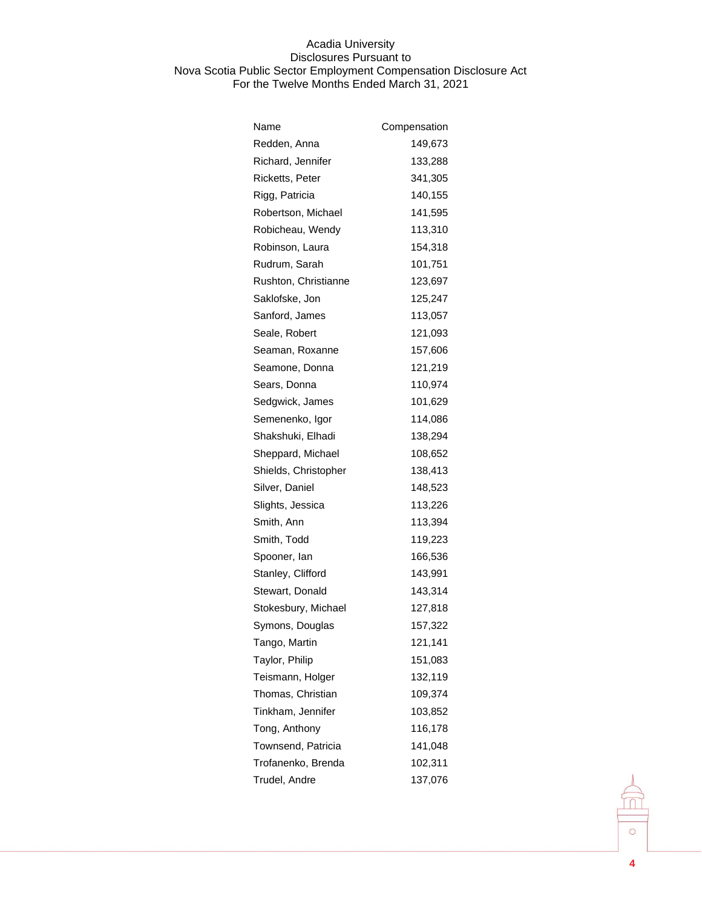Acadia University
Disclosures Pursuant to
Nova Scotia Public Sector Employment Compensation Disclosure Act
For the Twelve Months Ended March 31, 2021

| Name | Compensation |
| --- | ---: |
| Redden, Anna | 149,673 |
| Richard, Jennifer | 133,288 |
| Ricketts, Peter | 341,305 |
| Rigg, Patricia | 140,155 |
| Robertson, Michael | 141,595 |
| Robicheau, Wendy | 113,310 |
| Robinson, Laura | 154,318 |
| Rudrum, Sarah | 101,751 |
| Rushton, Christianne | 123,697 |
| Saklofske, Jon | 125,247 |
| Sanford, James | 113,057 |
| Seale, Robert | 121,093 |
| Seaman, Roxanne | 157,606 |
| Seamone, Donna | 121,219 |
| Sears, Donna | 110,974 |
| Sedgwick, James | 101,629 |
| Semenenko, Igor | 114,086 |
| Shakshuki, Elhadi | 138,294 |
| Sheppard, Michael | 108,652 |
| Shields, Christopher | 138,413 |
| Silver, Daniel | 148,523 |
| Slights, Jessica | 113,226 |
| Smith, Ann | 113,394 |
| Smith, Todd | 119,223 |
| Spooner, Ian | 166,536 |
| Stanley, Clifford | 143,991 |
| Stewart, Donald | 143,314 |
| Stokesbury, Michael | 127,818 |
| Symons, Douglas | 157,322 |
| Tango, Martin | 121,141 |
| Taylor, Philip | 151,083 |
| Teismann, Holger | 132,119 |
| Thomas, Christian | 109,374 |
| Tinkham, Jennifer | 103,852 |
| Tong, Anthony | 116,178 |
| Townsend, Patricia | 141,048 |
| Trofanenko, Brenda | 102,311 |
| Trudel, Andre | 137,076 |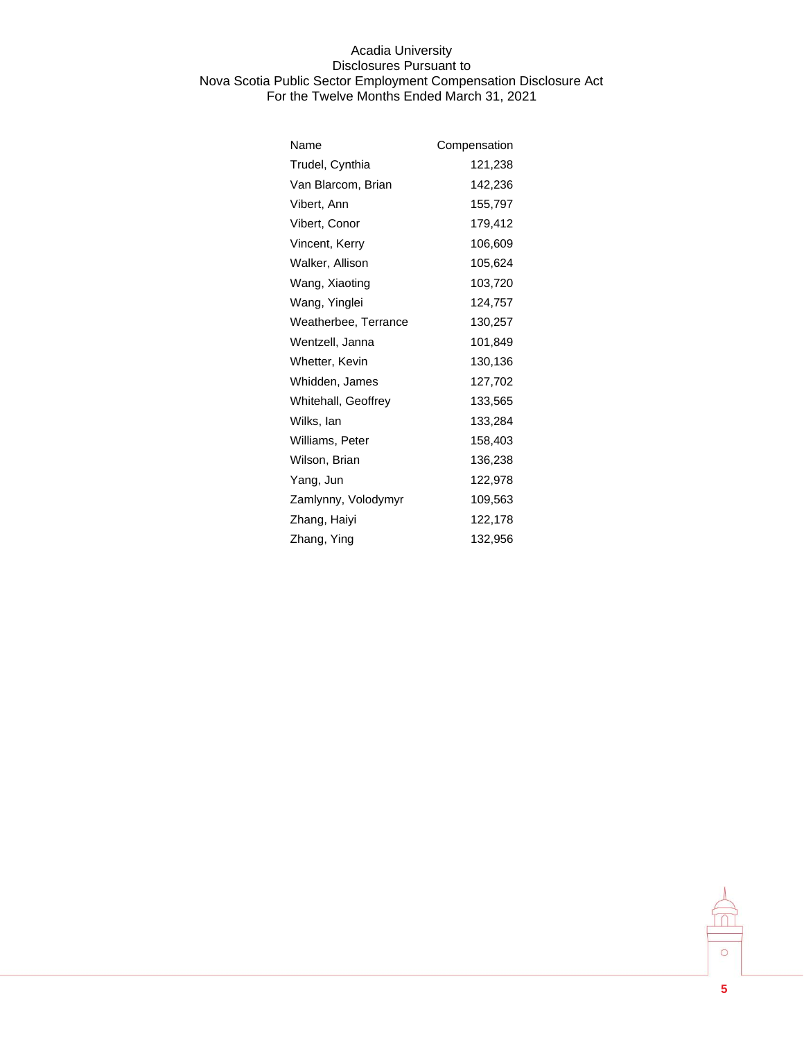Acadia University
Disclosures Pursuant to
Nova Scotia Public Sector Employment Compensation Disclosure Act
For the Twelve Months Ended March 31, 2021

| Name | Compensation |
| --- | ---: |
| Trudel, Cynthia | 121,238 |
| Van Blarcom, Brian | 142,236 |
| Vibert, Ann | 155,797 |
| Vibert, Conor | 179,412 |
| Vincent, Kerry | 106,609 |
| Walker, Allison | 105,624 |
| Wang, Xiaoting | 103,720 |
| Wang, Yinglei | 124,757 |
| Weatherbee, Terrance | 130,257 |
| Wentzell, Janna | 101,849 |
| Whetter, Kevin | 130,136 |
| Whidden, James | 127,702 |
| Whitehall, Geoffrey | 133,565 |
| Wilks, Ian | 133,284 |
| Williams, Peter | 158,403 |
| Wilson, Brian | 136,238 |
| Yang, Jun | 122,978 |
| Zamlynny, Volodymyr | 109,563 |
| Zhang, Haiyi | 122,178 |
| Zhang, Ying | 132,956 |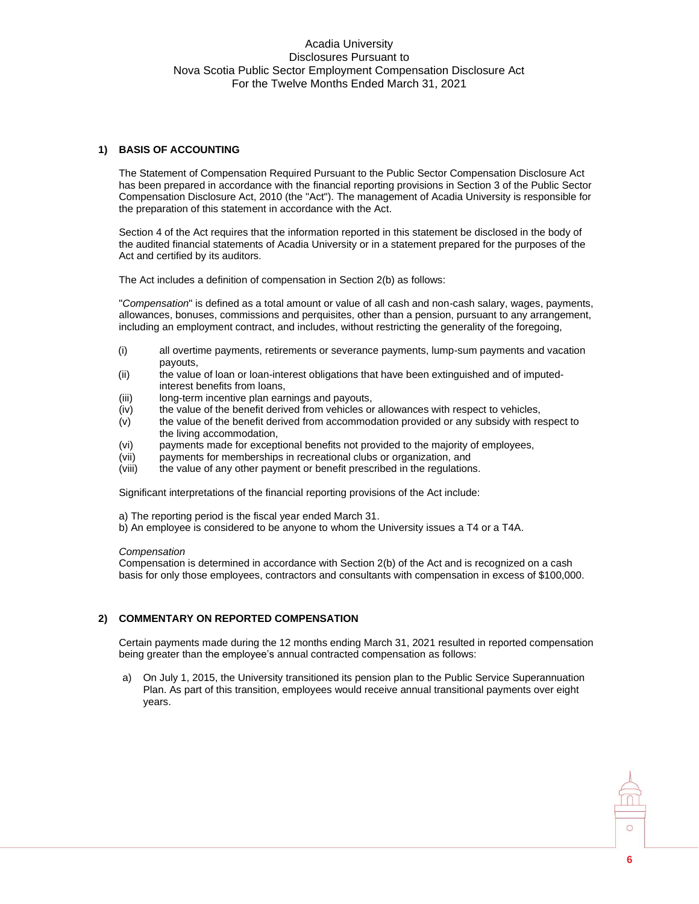Acadia University
Disclosures Pursuant to
Nova Scotia Public Sector Employment Compensation Disclosure Act
For the Twelve Months Ended March 31, 2021

## 1) BASIS OF ACCOUNTING

The Statement of Compensation Required Pursuant to the Public Sector Compensation Disclosure Act has been prepared in accordance with the financial reporting provisions in Section 3 of the Public Sector Compensation Disclosure Act, 2010 (the "Act"). The management of Acadia University is responsible for the preparation of this statement in accordance with the Act.

Section 4 of the Act requires that the information reported in this statement be disclosed in the body of the audited financial statements of Acadia University or in a statement prepared for the purposes of the Act and certified by its auditors.

The Act includes a definition of compensation in Section 2(b) as follows:

"*Compensation*" is defined as a total amount or value of all cash and non-cash salary, wages, payments, allowances, bonuses, commissions and perquisites, other than a pension, pursuant to any arrangement, including an employment contract, and includes, without restricting the generality of the foregoing,

- (i) all overtime payments, retirements or severance payments, lump-sum payments and vacation payouts,
- (ii) the value of loan or loan-interest obligations that have been extinguished and of imputed-interest benefits from loans,
- (iii) long-term incentive plan earnings and payouts,
- (iv) the value of the benefit derived from vehicles or allowances with respect to vehicles,
- (v) the value of the benefit derived from accommodation provided or any subsidy with respect to the living accommodation,
- (vi) payments made for exceptional benefits not provided to the majority of employees,
- (vii) payments for memberships in recreational clubs or organization, and
- (viii) the value of any other payment or benefit prescribed in the regulations.

Significant interpretations of the financial reporting provisions of the Act include:

a) The reporting period is the fiscal year ended March 31.
b) An employee is considered to be anyone to whom the University issues a T4 or a T4A.

*Compensation*
Compensation is determined in accordance with Section 2(b) of the Act and is recognized on a cash basis for only those employees, contractors and consultants with compensation in excess of $100,000.

## 2) COMMENTARY ON REPORTED COMPENSATION

Certain payments made during the 12 months ending March 31, 2021 resulted in reported compensation being greater than the employee's annual contracted compensation as follows:

a) On July 1, 2015, the University transitioned its pension plan to the Public Service Superannuation Plan. As part of this transition, employees would receive annual transitional payments over eight years.